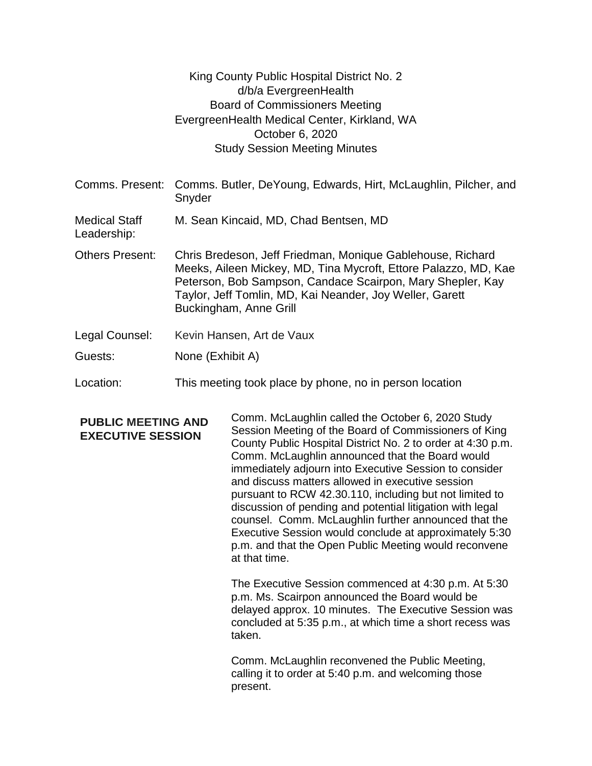King County Public Hospital District No. 2
d/b/a EvergreenHealth
Board of Commissioners Meeting
EvergreenHealth Medical Center, Kirkland, WA
October 6, 2020
Study Session Meeting Minutes

| | |
|---|---|
| Comms. Present: | Comms. Butler, DeYoung, Edwards, Hirt, McLaughlin, Pilcher, and Snyder |
| Medical Staff Leadership: | M. Sean Kincaid, MD, Chad Bentsen, MD |
| Others Present: | Chris Bredeson, Jeff Friedman, Monique Gablehouse, Richard Meeks, Aileen Mickey, MD, Tina Mycroft, Ettore Palazzo, MD, Kae Peterson, Bob Sampson, Candace Scairpon, Mary Shepler, Kay Taylor, Jeff Tomlin, MD, Kai Neander, Joy Weller, Garett Buckingham, Anne Grill |
| Legal Counsel: | Kevin Hansen, Art de Vaux |
| Guests: | None (Exhibit A) |
| Location: | This meeting took place by phone, no in person location |

**PUBLIC MEETING AND EXECUTIVE SESSION**

Comm. McLaughlin called the October 6, 2020 Study Session Meeting of the Board of Commissioners of King County Public Hospital District No. 2 to order at 4:30 p.m. Comm. McLaughlin announced that the Board would immediately adjourn into Executive Session to consider and discuss matters allowed in executive session pursuant to RCW 42.30.110, including but not limited to discussion of pending and potential litigation with legal counsel. Comm. McLaughlin further announced that the Executive Session would conclude at approximately 5:30 p.m. and that the Open Public Meeting would reconvene at that time.

The Executive Session commenced at 4:30 p.m. At 5:30 p.m. Ms. Scairpon announced the Board would be delayed approx. 10 minutes. The Executive Session was concluded at 5:35 p.m., at which time a short recess was taken.

Comm. McLaughlin reconvened the Public Meeting, calling it to order at 5:40 p.m. and welcoming those present.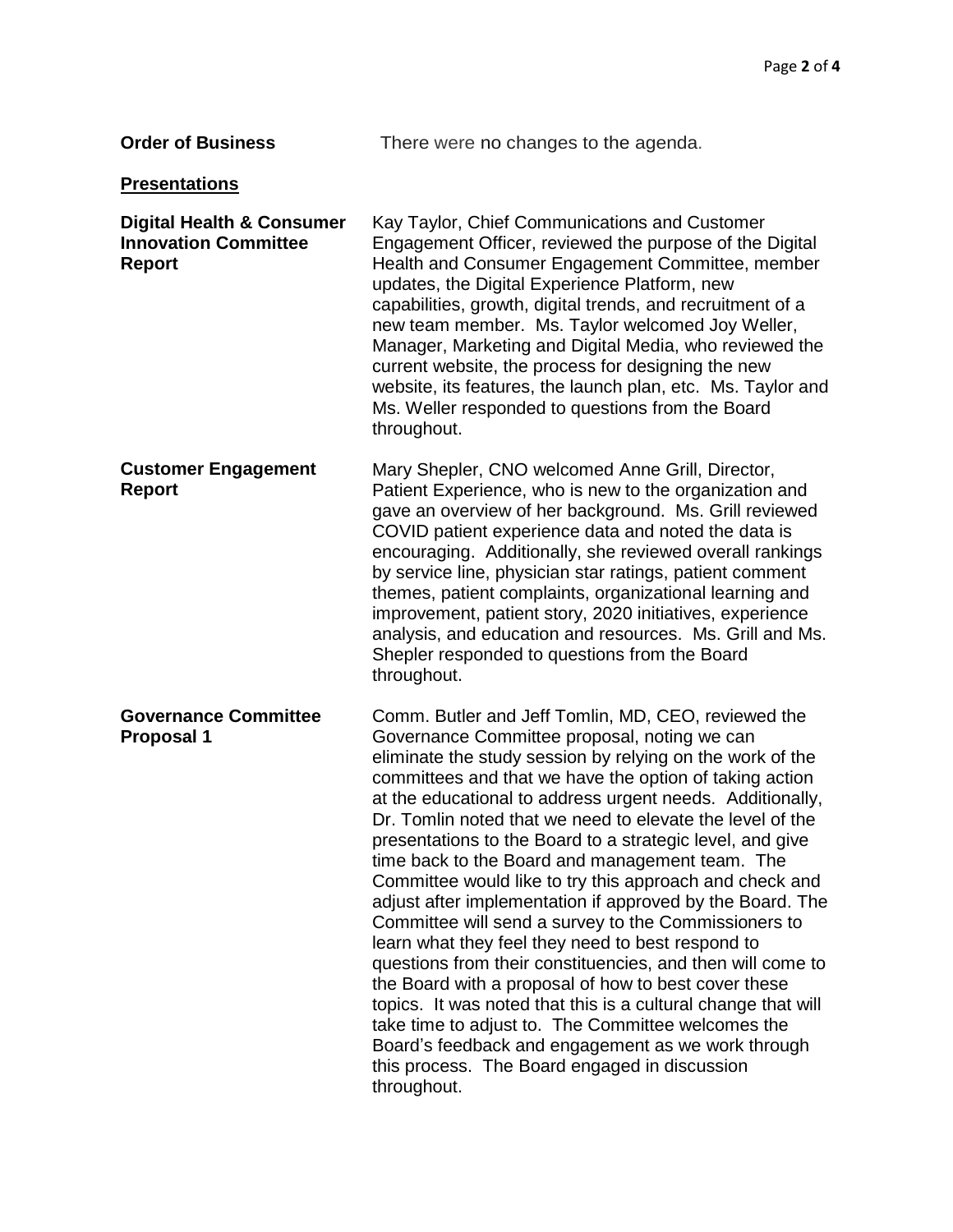**Order of Business** There were no changes to the agenda.

## Presentations

**Digital Health & Consumer Innovation Committee Report**

Kay Taylor, Chief Communications and Customer Engagement Officer, reviewed the purpose of the Digital Health and Consumer Engagement Committee, member updates, the Digital Experience Platform, new capabilities, growth, digital trends, and recruitment of a new team member. Ms. Taylor welcomed Joy Weller, Manager, Marketing and Digital Media, who reviewed the current website, the process for designing the new website, its features, the launch plan, etc. Ms. Taylor and Ms. Weller responded to questions from the Board throughout.

**Customer Engagement Report**

Mary Shepler, CNO welcomed Anne Grill, Director, Patient Experience, who is new to the organization and gave an overview of her background. Ms. Grill reviewed COVID patient experience data and noted the data is encouraging. Additionally, she reviewed overall rankings by service line, physician star ratings, patient comment themes, patient complaints, organizational learning and improvement, patient story, 2020 initiatives, experience analysis, and education and resources. Ms. Grill and Ms. Shepler responded to questions from the Board throughout.

**Governance Committee Proposal 1**

Comm. Butler and Jeff Tomlin, MD, CEO, reviewed the Governance Committee proposal, noting we can eliminate the study session by relying on the work of the committees and that we have the option of taking action at the educational to address urgent needs. Additionally, Dr. Tomlin noted that we need to elevate the level of the presentations to the Board to a strategic level, and give time back to the Board and management team. The Committee would like to try this approach and check and adjust after implementation if approved by the Board. The Committee will send a survey to the Commissioners to learn what they feel they need to best respond to questions from their constituencies, and then will come to the Board with a proposal of how to best cover these topics. It was noted that this is a cultural change that will take time to adjust to. The Committee welcomes the Board's feedback and engagement as we work through this process. The Board engaged in discussion throughout.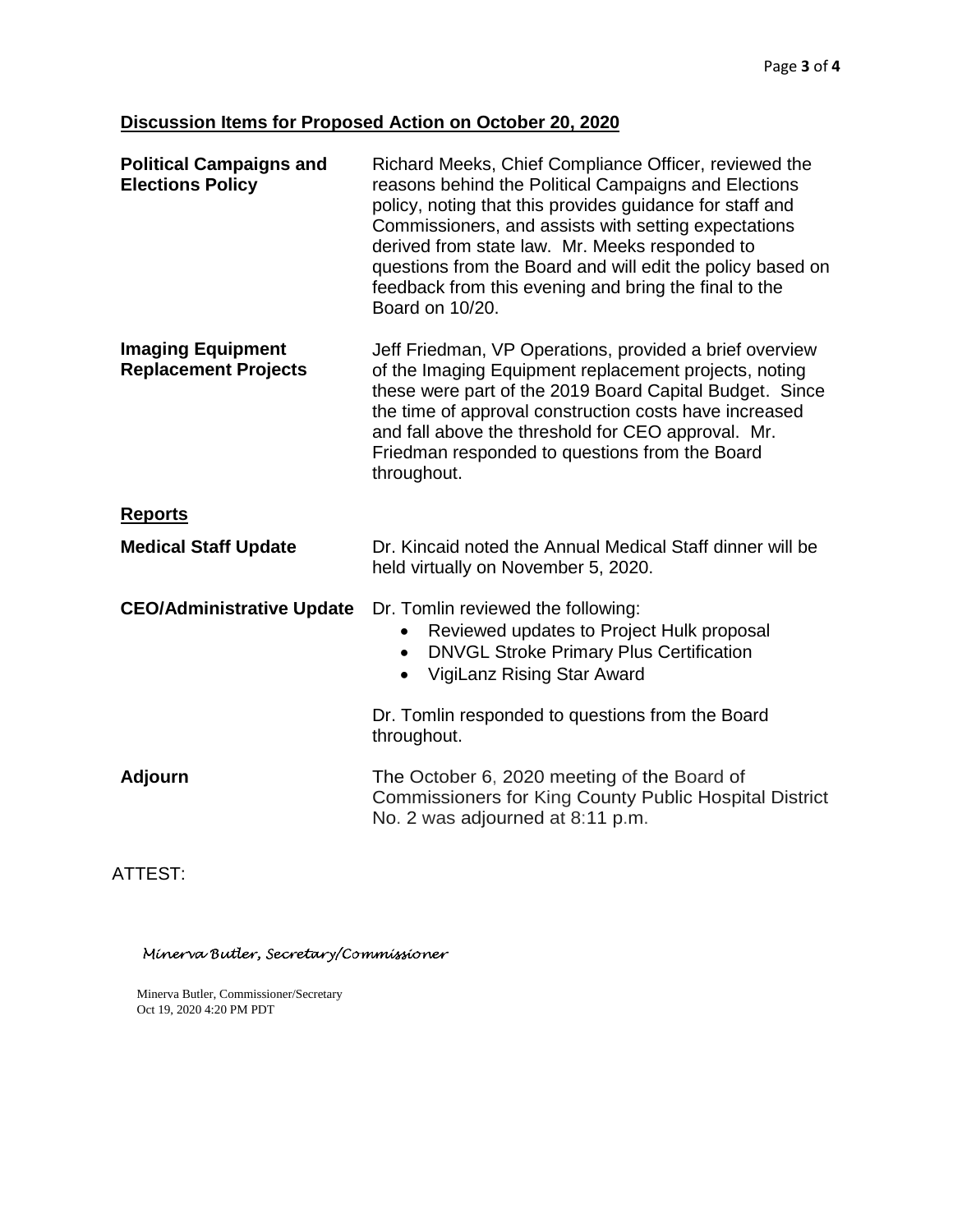## Discussion Items for Proposed Action on October 20, 2020

| | |
|---|---|
| **Political Campaigns and Elections Policy** | Richard Meeks, Chief Compliance Officer, reviewed the reasons behind the Political Campaigns and Elections policy, noting that this provides guidance for staff and Commissioners, and assists with setting expectations derived from state law. Mr. Meeks responded to questions from the Board and will edit the policy based on feedback from this evening and bring the final to the Board on 10/20. |
| **Imaging Equipment Replacement Projects** | Jeff Friedman, VP Operations, provided a brief overview of the Imaging Equipment replacement projects, noting these were part of the 2019 Board Capital Budget. Since the time of approval construction costs have increased and fall above the threshold for CEO approval. Mr. Friedman responded to questions from the Board throughout. |

## Reports

| | |
|---|---|
| **Medical Staff Update** | Dr. Kincaid noted the Annual Medical Staff dinner will be held virtually on November 5, 2020. |
| **CEO/Administrative Update** | Dr. Tomlin reviewed the following:<br>• Reviewed updates to Project Hulk proposal<br>• DNVGL Stroke Primary Plus Certification<br>• VigiLanz Rising Star Award<br><br>Dr. Tomlin responded to questions from the Board throughout. |
| **Adjourn** | The October 6, 2020 meeting of the Board of Commissioners for King County Public Hospital District No. 2 was adjourned at 8:11 p.m. |

ATTEST:

*Minerva Butler, Secretary/Commissioner*

Minerva Butler, Commissioner/Secretary
Oct 19, 2020 4:20 PM PDT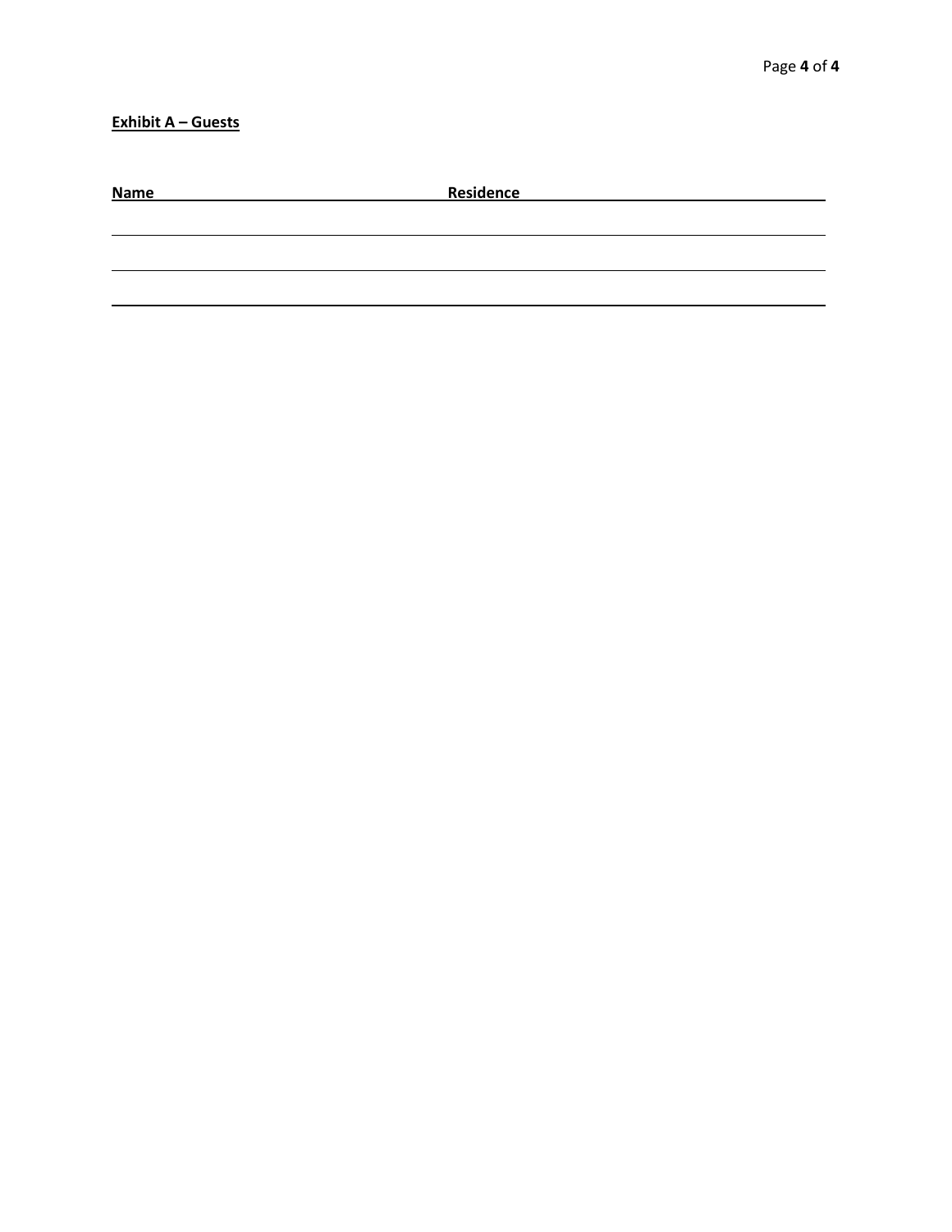**Exhibit A – Guests**

| Name | Residence |
|---|---|
| | |
| | |
| | |